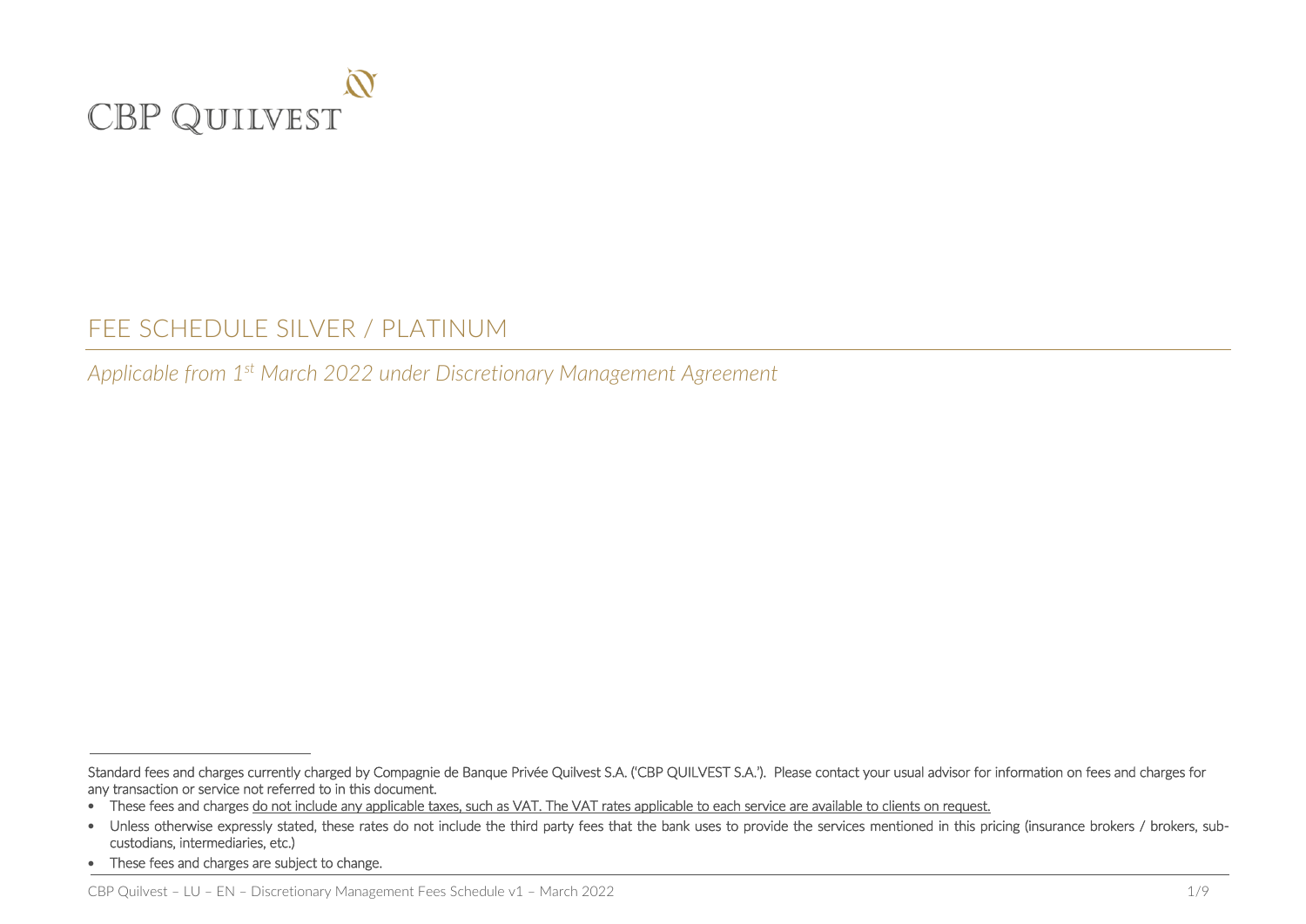CBP QUILVEST

# FEE SCHEDULE SILVER / PLATINUM

*Applicable from 1st March 2022 under Discretionary Management Agreement*

Standard fees and charges currently charged by Compagnie de Banque Privée Quilvest S.A. ('CBP QUILVEST S.A.'). Please contact your usual advisor for information on fees and charges for any transaction or service not referred to in this document.

- These fees and charges do not include any applicable taxes, such as VAT. The VAT rates applicable to each service are available to clients on request.
- Unless otherwise expressly stated, these rates do not include the third party fees that the bank uses to provide the services mentioned in this pricing (insurance brokers / brokers, sub-custodians, intermediaries, etc.)
- These fees and charges are subject to change.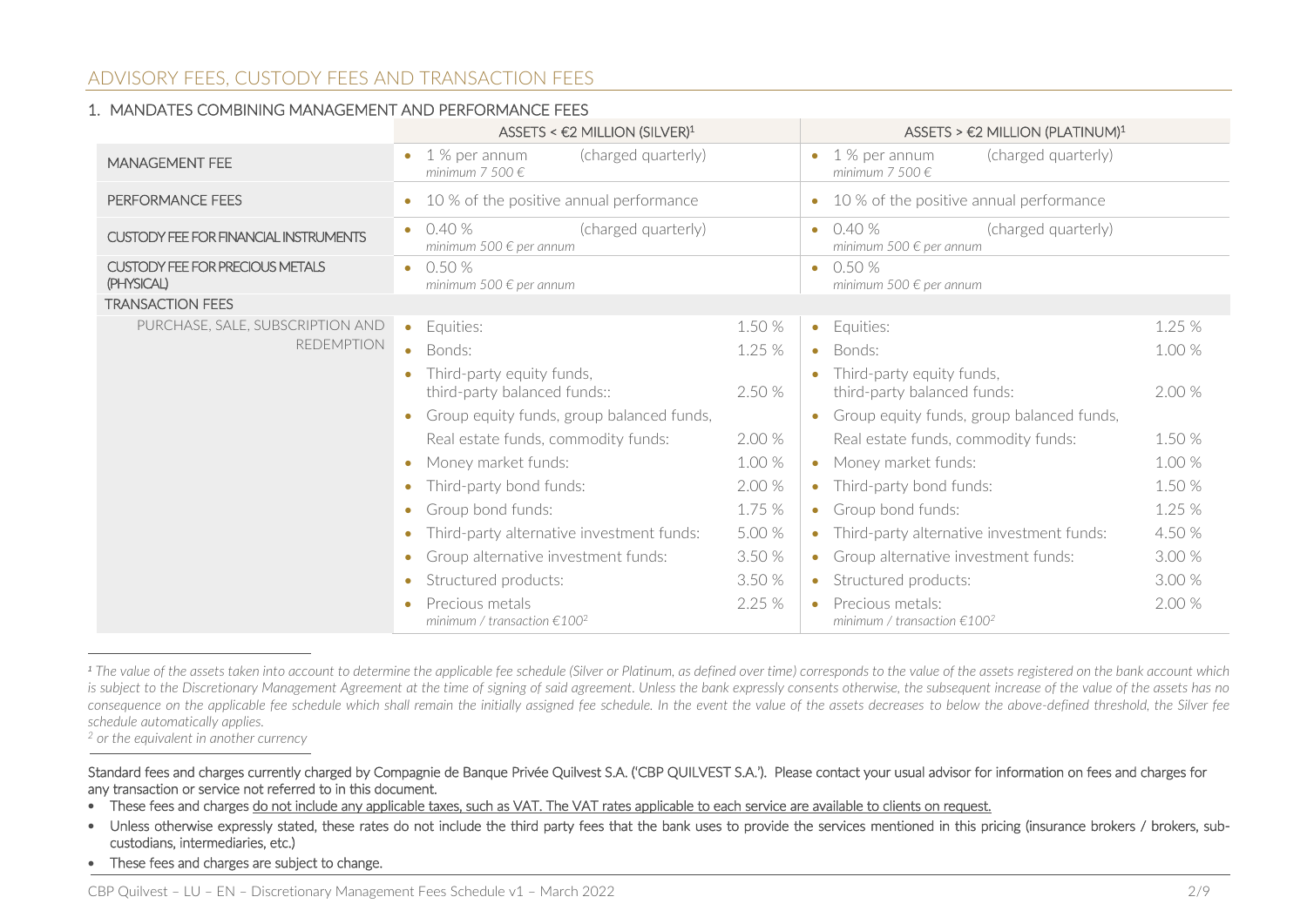## ADVISORY FEES, CUSTODY FEES AND TRANSACTION FEES

### 1. MANDATES COMBINING MANAGEMENT AND PERFORMANCE FEES

| | ASSETS < €2 MILLION (SILVER)[1] | | ASSETS > €2 MILLION (PLATINUM)[1] | |
|---|---|---|---|---|
| MANAGEMENT FEE | 1 % per annum (charged quarterly) *minimum 7 500 €* | | 1 % per annum (charged quarterly) *minimum 7 500 €* | |
| PERFORMANCE FEES | 10 % of the positive annual performance | | 10 % of the positive annual performance | |
| CUSTODY FEE FOR FINANCIAL INSTRUMENTS | 0.40 % (charged quarterly) *minimum 500 € per annum* | | 0.40 % (charged quarterly) *minimum 500 € per annum* | |
| CUSTODY FEE FOR PRECIOUS METALS (PHYSICAL) | 0.50 % *minimum 500 € per annum* | | 0.50 % *minimum 500 € per annum* | |
| TRANSACTION FEES | | | | |
| PURCHASE, SALE, SUBSCRIPTION AND REDEMPTION | Equities: | 1.50 % | Equities: | 1.25 % |
| | Bonds: | 1.25 % | Bonds: | 1.00 % |
| | Third-party equity funds, third-party balanced funds:: | 2.50 % | Third-party equity funds, third-party balanced funds: | 2.00 % |
| | Group equity funds, group balanced funds, Real estate funds, commodity funds: | 2.00 % | Group equity funds, group balanced funds, Real estate funds, commodity funds: | 1.50 % |
| | Money market funds: | 1.00 % | Money market funds: | 1.00 % |
| | Third-party bond funds: | 2.00 % | Third-party bond funds: | 1.50 % |
| | Group bond funds: | 1.75 % | Group bond funds: | 1.25 % |
| | Third-party alternative investment funds: | 5.00 % | Third-party alternative investment funds: | 4.50 % |
| | Group alternative investment funds: | 3.50 % | Group alternative investment funds: | 3.00 % |
| | Structured products: | 3.50 % | Structured products: | 3.00 % |
| | Precious metals *minimum / transaction €100[2]* | 2.25 % | Precious metals: *minimum / transaction €100[2]* | 2.00 % |

[1] *The value of the assets taken into account to determine the applicable fee schedule (Silver or Platinum, as defined over time) corresponds to the value of the assets registered on the bank account which is subject to the Discretionary Management Agreement at the time of signing of said agreement. Unless the bank expressly consents otherwise, the subsequent increase of the value of the assets has no consequence on the applicable fee schedule which shall remain the initially assigned fee schedule. In the event the value of the assets decreases to below the above-defined threshold, the Silver fee schedule automatically applies.*

[2] *or the equivalent in another currency*

Standard fees and charges currently charged by Compagnie de Banque Privée Quilvest S.A. ('CBP QUILVEST S.A.'). Please contact your usual advisor for information on fees and charges for any transaction or service not referred to in this document.

- These fees and charges do not include any applicable taxes, such as VAT. The VAT rates applicable to each service are available to clients on request.
- Unless otherwise expressly stated, these rates do not include the third party fees that the bank uses to provide the services mentioned in this pricing (insurance brokers / brokers, sub-custodians, intermediaries, etc.)
- These fees and charges are subject to change.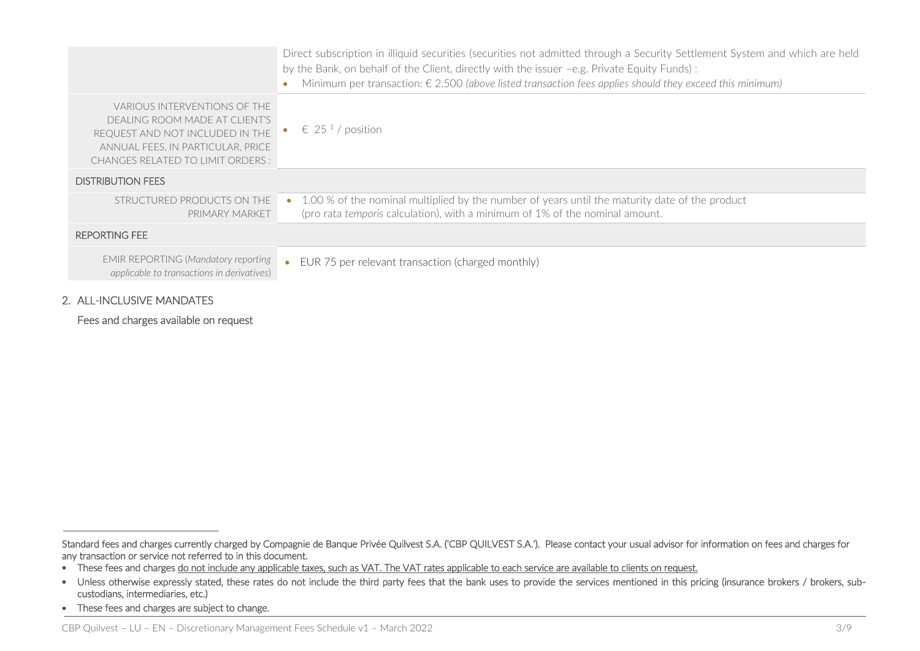| | |
|---|---|
| | Direct subscription in illiquid securities (securities not admitted through a Security Settlement System and which are held by the Bank, on behalf of the Client, directly with the issuer –e.g. Private Equity Funds) :<br>• Minimum per transaction: € 2.500 *(above listed transaction fees applies should they exceed this minimum)* |
| VARIOUS INTERVENTIONS OF THE DEALING ROOM MADE AT CLIENT'S REQUEST AND NOT INCLUDED IN THE ANNUAL FEES, IN PARTICULAR, PRICE CHANGES RELATED TO LIMIT ORDERS : | • € 25 [1] / position |
| DISTRIBUTION FEES | |
| STRUCTURED PRODUCTS ON THE PRIMARY MARKET | • 1.00 % of the nominal multiplied by the number of years until the maturity date of the product (pro rata *temporis* calculation), with a minimum of 1% of the nominal amount. |
| REPORTING FEE | |
| EMIR REPORTING (*Mandatory reporting applicable to transactions in derivatives*) | • EUR 75 per relevant transaction (charged monthly) |

2. ALL-INCLUSIVE MANDATES

Fees and charges available on request

---

Standard fees and charges currently charged by Compagnie de Banque Privée Quilvest S.A. ('CBP QUILVEST S.A.'). Please contact your usual advisor for information on fees and charges for any transaction or service not referred to in this document.

- These fees and charges do not include any applicable taxes, such as VAT. The VAT rates applicable to each service are available to clients on request.
- Unless otherwise expressly stated, these rates do not include the third party fees that the bank uses to provide the services mentioned in this pricing (insurance brokers / brokers, sub-custodians, intermediaries, etc.)
- These fees and charges are subject to change.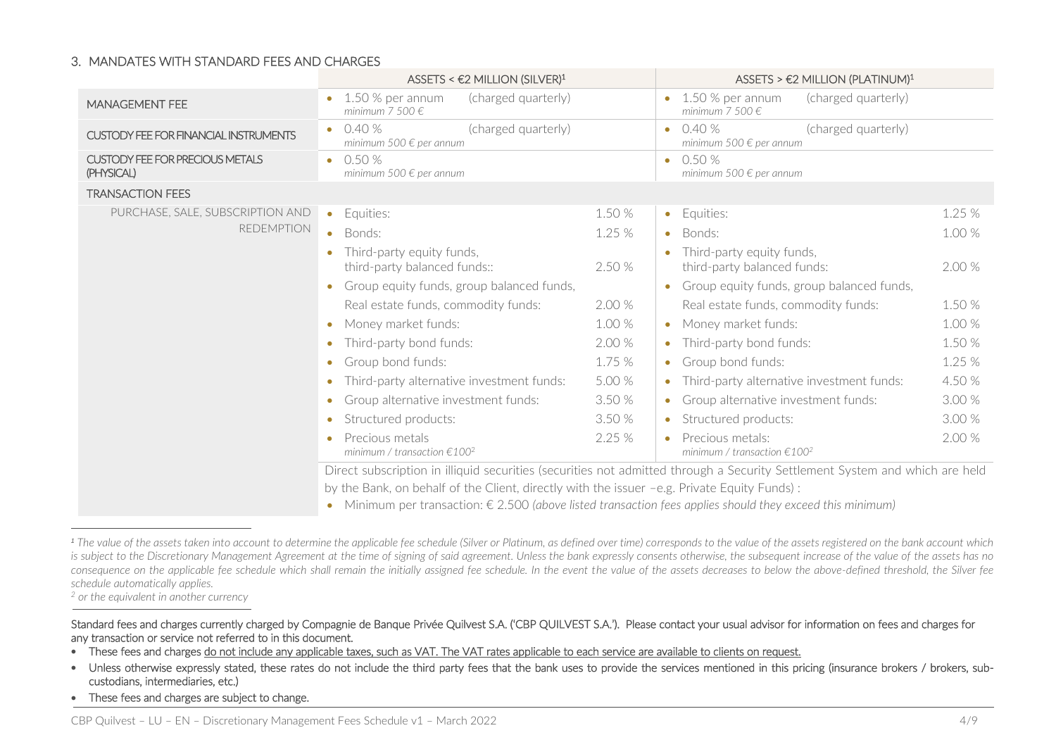## 3. MANDATES WITH STANDARD FEES AND CHARGES

| | ASSETS < €2 MILLION (SILVER)[1] | | ASSETS > €2 MILLION (PLATINUM)[1] | |
|---|---|---|---|---|
| MANAGEMENT FEE | 1.50 % per annum (charged quarterly) *minimum 7 500 €* | | 1.50 % per annum (charged quarterly) *minimum 7 500 €* | |
| CUSTODY FEE FOR FINANCIAL INSTRUMENTS | 0.40 % (charged quarterly) *minimum 500 € per annum* | | 0.40 % (charged quarterly) *minimum 500 € per annum* | |
| CUSTODY FEE FOR PRECIOUS METALS (PHYSICAL) | 0.50 % *minimum 500 € per annum* | | 0.50 % *minimum 500 € per annum* | |
| TRANSACTION FEES | | | | |
| PURCHASE, SALE, SUBSCRIPTION AND REDEMPTION | Equities: | 1.50 % | Equities: | 1.25 % |
| | Bonds: | 1.25 % | Bonds: | 1.00 % |
| | Third-party equity funds, third-party balanced funds:: | 2.50 % | Third-party equity funds, third-party balanced funds: | 2.00 % |
| | Group equity funds, group balanced funds, Real estate funds, commodity funds: | 2.00 % | Group equity funds, group balanced funds, Real estate funds, commodity funds: | 1.50 % |
| | Money market funds: | 1.00 % | Money market funds: | 1.00 % |
| | Third-party bond funds: | 2.00 % | Third-party bond funds: | 1.50 % |
| | Group bond funds: | 1.75 % | Group bond funds: | 1.25 % |
| | Third-party alternative investment funds: | 5.00 % | Third-party alternative investment funds: | 4.50 % |
| | Group alternative investment funds: | 3.50 % | Group alternative investment funds: | 3.00 % |
| | Structured products: | 3.50 % | Structured products: | 3.00 % |
| | Precious metals *minimum / transaction €100[2]* | 2.25 % | Precious metals: *minimum / transaction €100[2]* | 2.00 % |

Direct subscription in illiquid securities (securities not admitted through a Security Settlement System and which are held by the Bank, on behalf of the Client, directly with the issuer –e.g. Private Equity Funds) :

- Minimum per transaction: € 2.500 *(above listed transaction fees applies should they exceed this minimum)*

---

*[1] The value of the assets taken into account to determine the applicable fee schedule (Silver or Platinum, as defined over time) corresponds to the value of the assets registered on the bank account which is subject to the Discretionary Management Agreement at the time of signing of said agreement. Unless the bank expressly consents otherwise, the subsequent increase of the value of the assets has no consequence on the applicable fee schedule which shall remain the initially assigned fee schedule. In the event the value of the assets decreases to below the above-defined threshold, the Silver fee schedule automatically applies.*

*[2] or the equivalent in another currency*

Standard fees and charges currently charged by Compagnie de Banque Privée Quilvest S.A. ('CBP QUILVEST S.A.'). Please contact your usual advisor for information on fees and charges for any transaction or service not referred to in this document.

- These fees and charges do not include any applicable taxes, such as VAT. The VAT rates applicable to each service are available to clients on request.
- Unless otherwise expressly stated, these rates do not include the third party fees that the bank uses to provide the services mentioned in this pricing (insurance brokers / brokers, sub-custodians, intermediaries, etc.)
- These fees and charges are subject to change.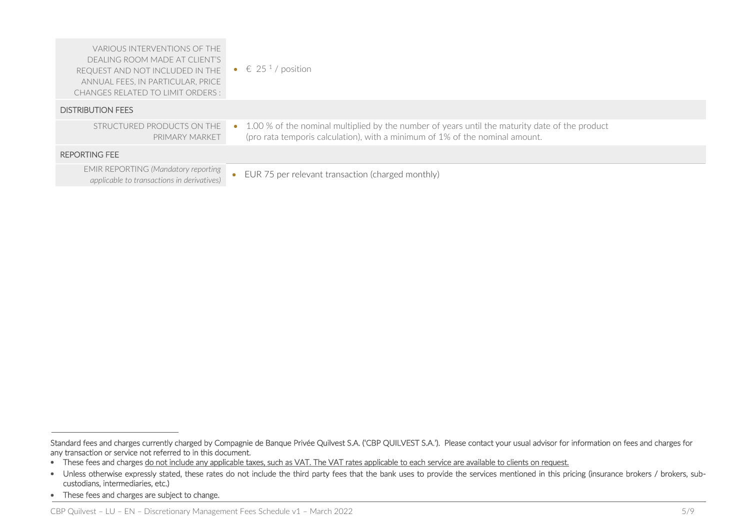| | |
|---|---|
| VARIOUS INTERVENTIONS OF THE DEALING ROOM MADE AT CLIENT'S REQUEST AND NOT INCLUDED IN THE ANNUAL FEES, IN PARTICULAR, PRICE CHANGES RELATED TO LIMIT ORDERS : | • € 25 [1] / position |
| **DISTRIBUTION FEES** | |
| STRUCTURED PRODUCTS ON THE PRIMARY MARKET | • 1.00 % of the nominal multiplied by the number of years until the maturity date of the product (pro rata temporis calculation), with a minimum of 1% of the nominal amount. |
| **REPORTING FEE** | |
| EMIR REPORTING *(Mandatory reporting applicable to transactions in derivatives)* | • EUR 75 per relevant transaction (charged monthly) |

---

Standard fees and charges currently charged by Compagnie de Banque Privée Quilvest S.A. ('CBP QUILVEST S.A.'). Please contact your usual advisor for information on fees and charges for any transaction or service not referred to in this document.

- These fees and charges do not include any applicable taxes, such as VAT. The VAT rates applicable to each service are available to clients on request.
- Unless otherwise expressly stated, these rates do not include the third party fees that the bank uses to provide the services mentioned in this pricing (insurance brokers / brokers, sub-custodians, intermediaries, etc.)
- These fees and charges are subject to change.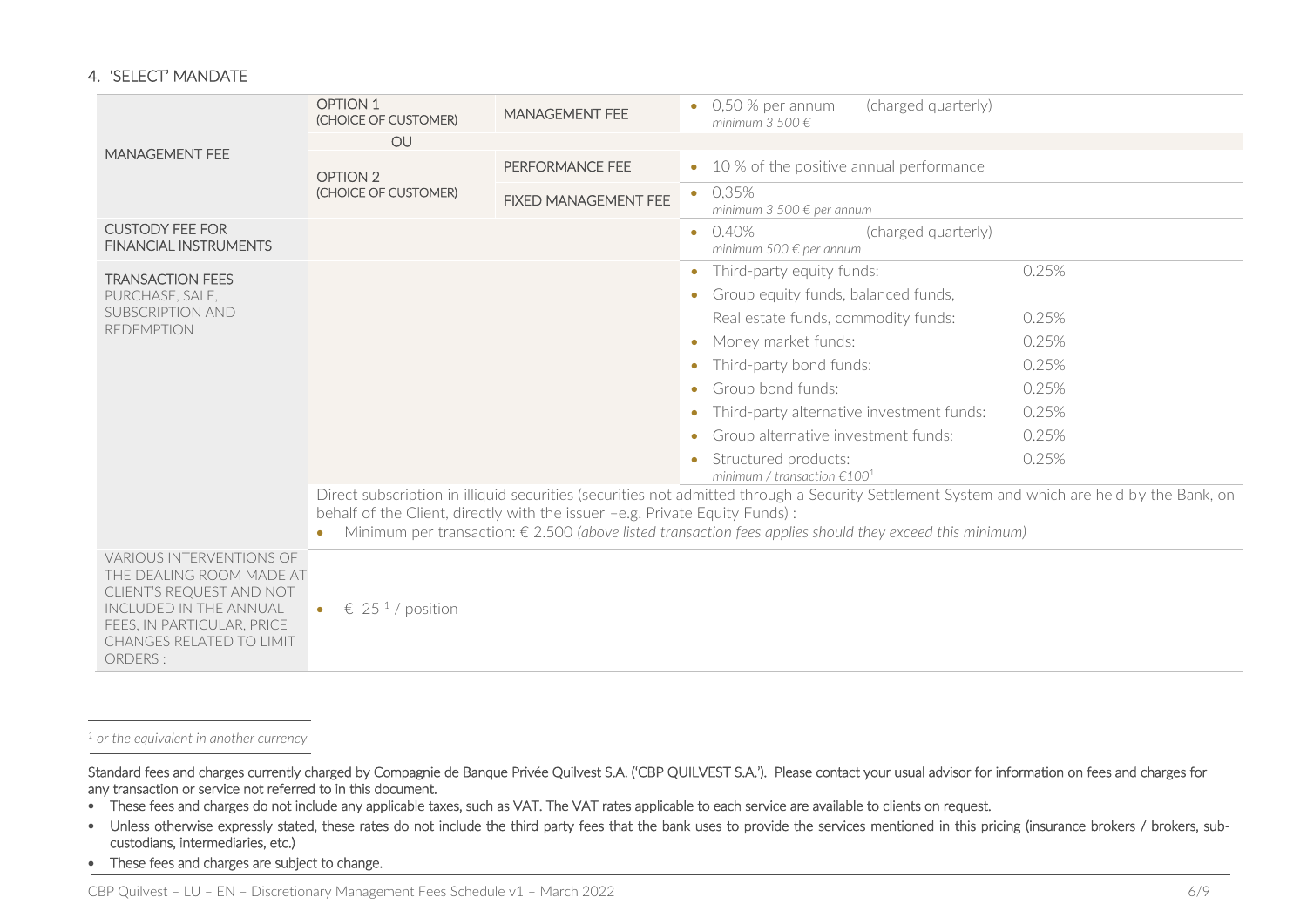## 4. 'SELECT' MANDATE

| | | | | |
|---|---|---|---|---|
| MANAGEMENT FEE | OPTION 1 (CHOICE OF CUSTOMER) | MANAGEMENT FEE | • 0,50 % per annum *minimum 3 500 €* | (charged quarterly) |
| | OU | | | |
| | OPTION 2 (CHOICE OF CUSTOMER) | PERFORMANCE FEE | • 10 % of the positive annual performance | |
| | | FIXED MANAGEMENT FEE | • 0,35% *minimum 3 500 € per annum* | |
| CUSTODY FEE FOR FINANCIAL INSTRUMENTS | | | • 0.40% *minimum 500 € per annum* | (charged quarterly) |
| TRANSACTION FEES PURCHASE, SALE, SUBSCRIPTION AND REDEMPTION | | | • Third-party equity funds: | 0.25% |
| | | | • Group equity funds, balanced funds, Real estate funds, commodity funds: | 0.25% |
| | | | • Money market funds: | 0.25% |
| | | | • Third-party bond funds: | 0.25% |
| | | | • Group bond funds: | 0.25% |
| | | | • Third-party alternative investment funds: | 0.25% |
| | | | • Group alternative investment funds: | 0.25% |
| | | | • Structured products: *minimum / transaction €100*[1] | 0.25% |
| | Direct subscription in illiquid securities (securities not admitted through a Security Settlement System and which are held by the Bank, on behalf of the Client, directly with the issuer –e.g. Private Equity Funds) : • Minimum per transaction: € 2.500 *(above listed transaction fees applies should they exceed this minimum)* | | | |
| VARIOUS INTERVENTIONS OF THE DEALING ROOM MADE AT CLIENT'S REQUEST AND NOT INCLUDED IN THE ANNUAL FEES, IN PARTICULAR, PRICE CHANGES RELATED TO LIMIT ORDERS : | • € 25 [1] / position | | | |

[1] *or the equivalent in another currency*

Standard fees and charges currently charged by Compagnie de Banque Privée Quilvest S.A. ('CBP QUILVEST S.A.'). Please contact your usual advisor for information on fees and charges for any transaction or service not referred to in this document.

- These fees and charges do not include any applicable taxes, such as VAT. The VAT rates applicable to each service are available to clients on request.
- Unless otherwise expressly stated, these rates do not include the third party fees that the bank uses to provide the services mentioned in this pricing (insurance brokers / brokers, sub-custodians, intermediaries, etc.)
- These fees and charges are subject to change.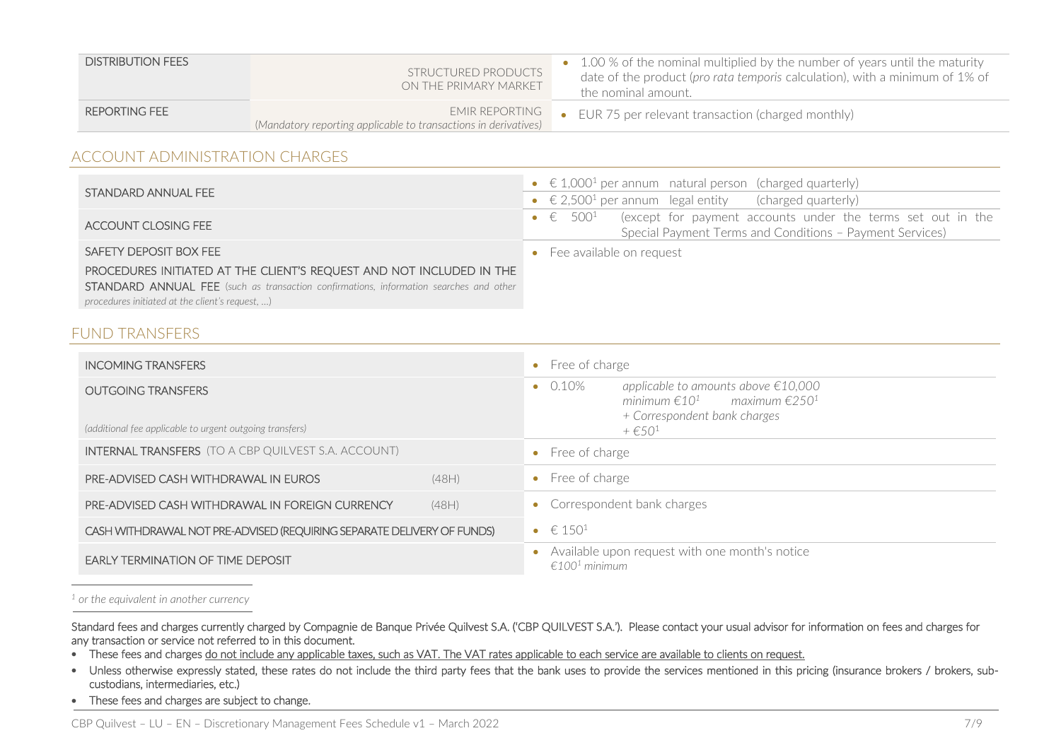| | | |
|---|---|---|
| DISTRIBUTION FEES | STRUCTURED PRODUCTS ON THE PRIMARY MARKET | • 1.00 % of the nominal multiplied by the number of years until the maturity date of the product (*pro rata temporis* calculation), with a minimum of 1% of the nominal amount. |
| REPORTING FEE | EMIR REPORTING (*Mandatory reporting applicable to transactions in derivatives*) | • EUR 75 per relevant transaction (charged monthly) |

## ACCOUNT ADMINISTRATION CHARGES

| | |
|---|---|
| STANDARD ANNUAL FEE | • € 1,000[1] per annum natural person (charged quarterly)<br>• € 2,500[1] per annum legal entity (charged quarterly) |
| ACCOUNT CLOSING FEE | • € 500[1] (except for payment accounts under the terms set out in the Special Payment Terms and Conditions – Payment Services) |
| SAFETY DEPOSIT BOX FEE<br>PROCEDURES INITIATED AT THE CLIENT'S REQUEST AND NOT INCLUDED IN THE STANDARD ANNUAL FEE (*such as transaction confirmations, information searches and other procedures initiated at the client's request, …*) | • Fee available on request |

## FUND TRANSFERS

| | | |
|---|---|---|
| INCOMING TRANSFERS | | • Free of charge |
| OUTGOING TRANSFERS<br>(*additional fee applicable to urgent outgoing transfers*) | | • 0.10% *applicable to amounts above €10,000*<br>*minimum €10[1] maximum €250[1]*<br>*+ Correspondent bank charges*<br>*+ €50[1]* |
| INTERNAL TRANSFERS (TO A CBP QUILVEST S.A. ACCOUNT) | | • Free of charge |
| PRE-ADVISED CASH WITHDRAWAL IN EUROS | (48H) | • Free of charge |
| PRE-ADVISED CASH WITHDRAWAL IN FOREIGN CURRENCY | (48H) | • Correspondent bank charges |
| CASH WITHDRAWAL NOT PRE-ADVISED (REQUIRING SEPARATE DELIVERY OF FUNDS) | | • € 150[1] |
| EARLY TERMINATION OF TIME DEPOSIT | | • Available upon request with one month's notice<br>*€100[1] minimum* |

*[1] or the equivalent in another currency*

Standard fees and charges currently charged by Compagnie de Banque Privée Quilvest S.A. ('CBP QUILVEST S.A.'). Please contact your usual advisor for information on fees and charges for any transaction or service not referred to in this document.

- These fees and charges do not include any applicable taxes, such as VAT. The VAT rates applicable to each service are available to clients on request.
- Unless otherwise expressly stated, these rates do not include the third party fees that the bank uses to provide the services mentioned in this pricing (insurance brokers / brokers, sub-custodians, intermediaries, etc.)
- These fees and charges are subject to change.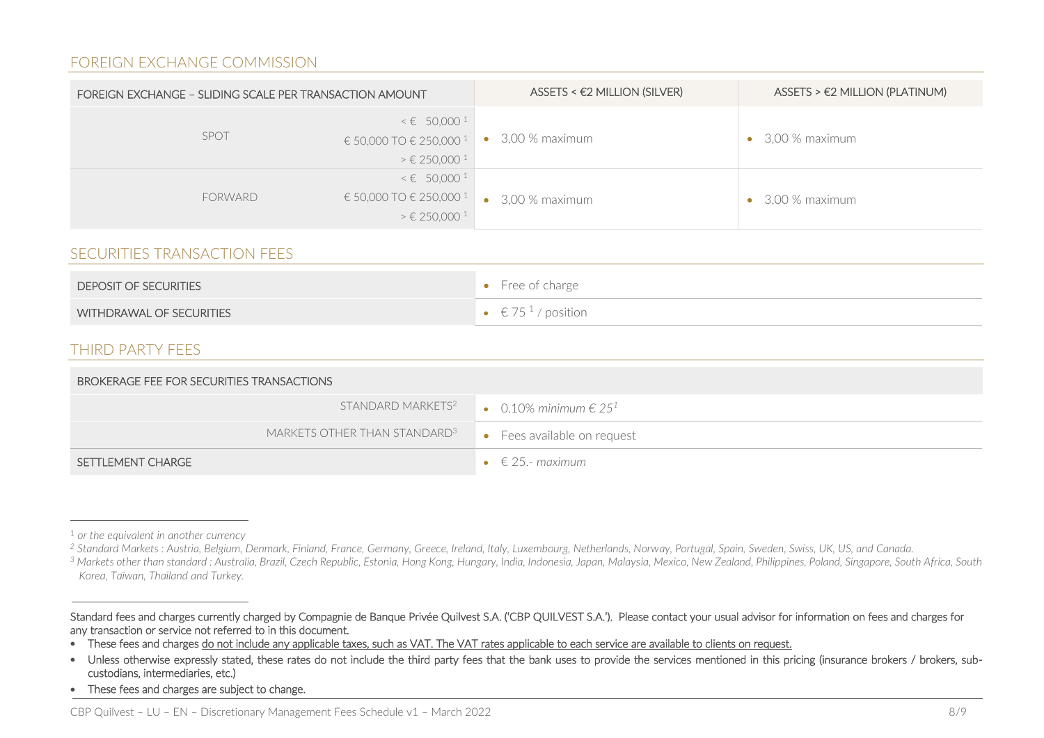## FOREIGN EXCHANGE COMMISSION

| FOREIGN EXCHANGE – SLIDING SCALE PER TRANSACTION AMOUNT | | ASSETS < €2 MILLION (SILVER) | ASSETS > €2 MILLION (PLATINUM) |
|---|---|---|---|
| SPOT | < € 50,000 [1]<br>€ 50,000 TO € 250,000 [1]<br>> € 250,000 [1] | • 3,00 % maximum | • 3,00 % maximum |
| FORWARD | < € 50,000 [1]<br>€ 50,000 TO € 250,000 [1]<br>> € 250,000 [1] | • 3,00 % maximum | • 3,00 % maximum |

## SECURITIES TRANSACTION FEES

| | |
|---|---|
| DEPOSIT OF SECURITIES | • Free of charge |
| WITHDRAWAL OF SECURITIES | • € 75 [1] / position |

## THIRD PARTY FEES

| BROKERAGE FEE FOR SECURITIES TRANSACTIONS | |
|---|---|
| STANDARD MARKETS[2] | • 0.10% *minimum € 25*[1] |
| MARKETS OTHER THAN STANDARD[3] | • Fees available on request |
| SETTLEMENT CHARGE | • € 25.- *maximum* |

[1] *or the equivalent in another currency*

[2] *Standard Markets : Austria, Belgium, Denmark, Finland, France, Germany, Greece, Ireland, Italy, Luxembourg, Netherlands, Norway, Portugal, Spain, Sweden, Swiss, UK, US, and Canada.*

[3] *Markets other than standard : Australia, Brazil, Czech Republic, Estonia, Hong Kong, Hungary, India, Indonesia, Japan, Malaysia, Mexico, New Zealand, Philippines, Poland, Singapore, South Africa, South Korea, Taïwan, Thailand and Turkey.*

Standard fees and charges currently charged by Compagnie de Banque Privée Quilvest S.A. ('CBP QUILVEST S.A.'). Please contact your usual advisor for information on fees and charges for any transaction or service not referred to in this document.

- These fees and charges do not include any applicable taxes, such as VAT. The VAT rates applicable to each service are available to clients on request.
- Unless otherwise expressly stated, these rates do not include the third party fees that the bank uses to provide the services mentioned in this pricing (insurance brokers / brokers, sub-custodians, intermediaries, etc.)
- These fees and charges are subject to change.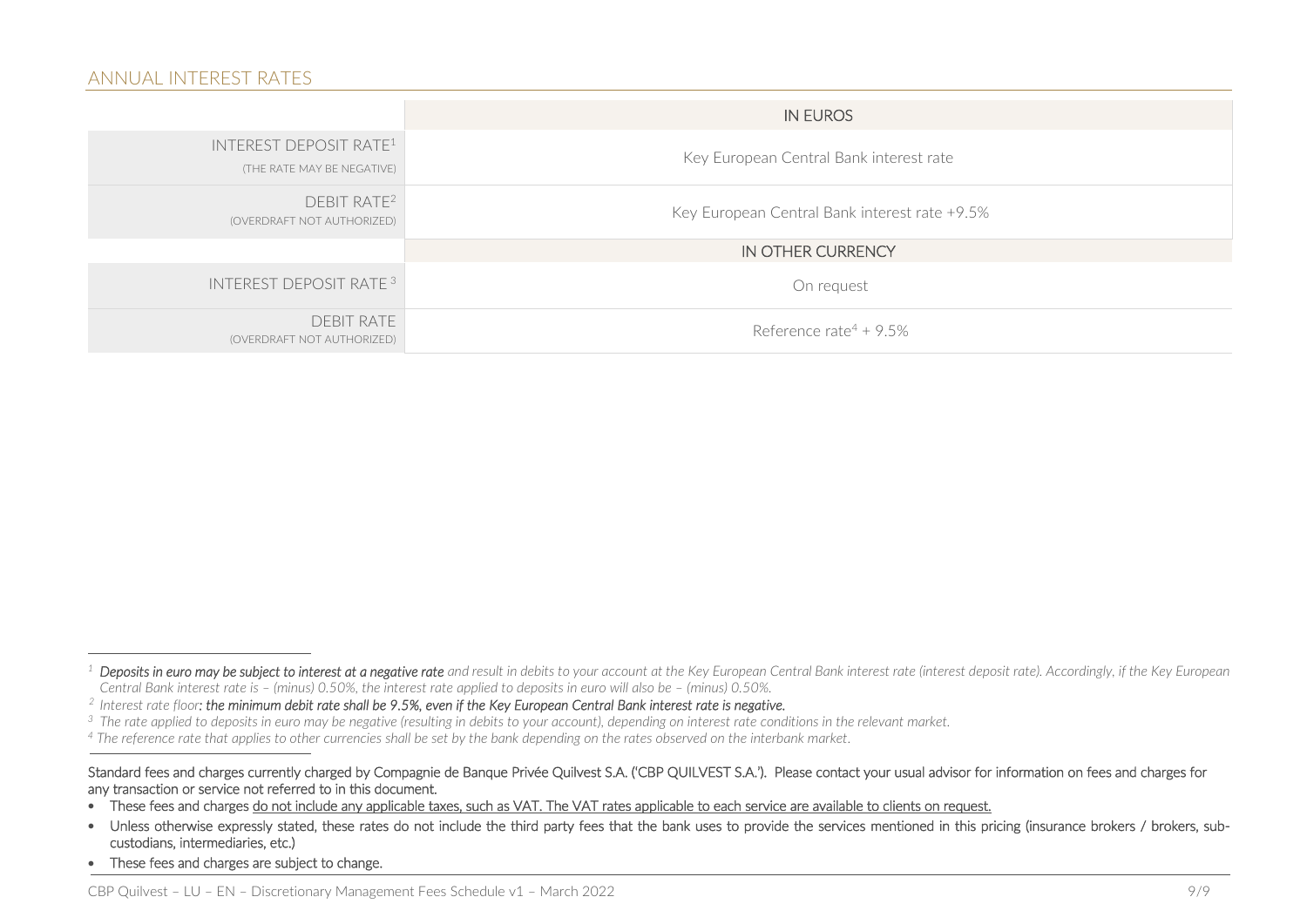## ANNUAL INTEREST RATES

| | |
|---|---|
| | IN EUROS |
| INTEREST DEPOSIT RATE[1] (THE RATE MAY BE NEGATIVE) | Key European Central Bank interest rate |
| DEBIT RATE[2] (OVERDRAFT NOT AUTHORIZED) | Key European Central Bank interest rate +9.5% |
| | IN OTHER CURRENCY |
| INTEREST DEPOSIT RATE[3] | On request |
| DEBIT RATE (OVERDRAFT NOT AUTHORIZED) | Reference rate[4] + 9.5% |

[1] ***Deposits in euro may be subject to interest at a negative rate*** *and result in debits to your account at the Key European Central Bank interest rate (interest deposit rate). Accordingly, if the Key European Central Bank interest rate is – (minus) 0.50%, the interest rate applied to deposits in euro will also be – (minus) 0.50%.*

[2] *Interest rate floor*: ***the minimum debit rate shall be 9.5%, even if the Key European Central Bank interest rate is negative.***

[3] *The rate applied to deposits in euro may be negative (resulting in debits to your account), depending on interest rate conditions in the relevant market.*

[4] *The reference rate that applies to other currencies shall be set by the bank depending on the rates observed on the interbank market.*

Standard fees and charges currently charged by Compagnie de Banque Privée Quilvest S.A. ('CBP QUILVEST S.A.'). Please contact your usual advisor for information on fees and charges for any transaction or service not referred to in this document.

- These fees and charges do not include any applicable taxes, such as VAT. The VAT rates applicable to each service are available to clients on request.
- Unless otherwise expressly stated, these rates do not include the third party fees that the bank uses to provide the services mentioned in this pricing (insurance brokers / brokers, sub-custodians, intermediaries, etc.)
- These fees and charges are subject to change.